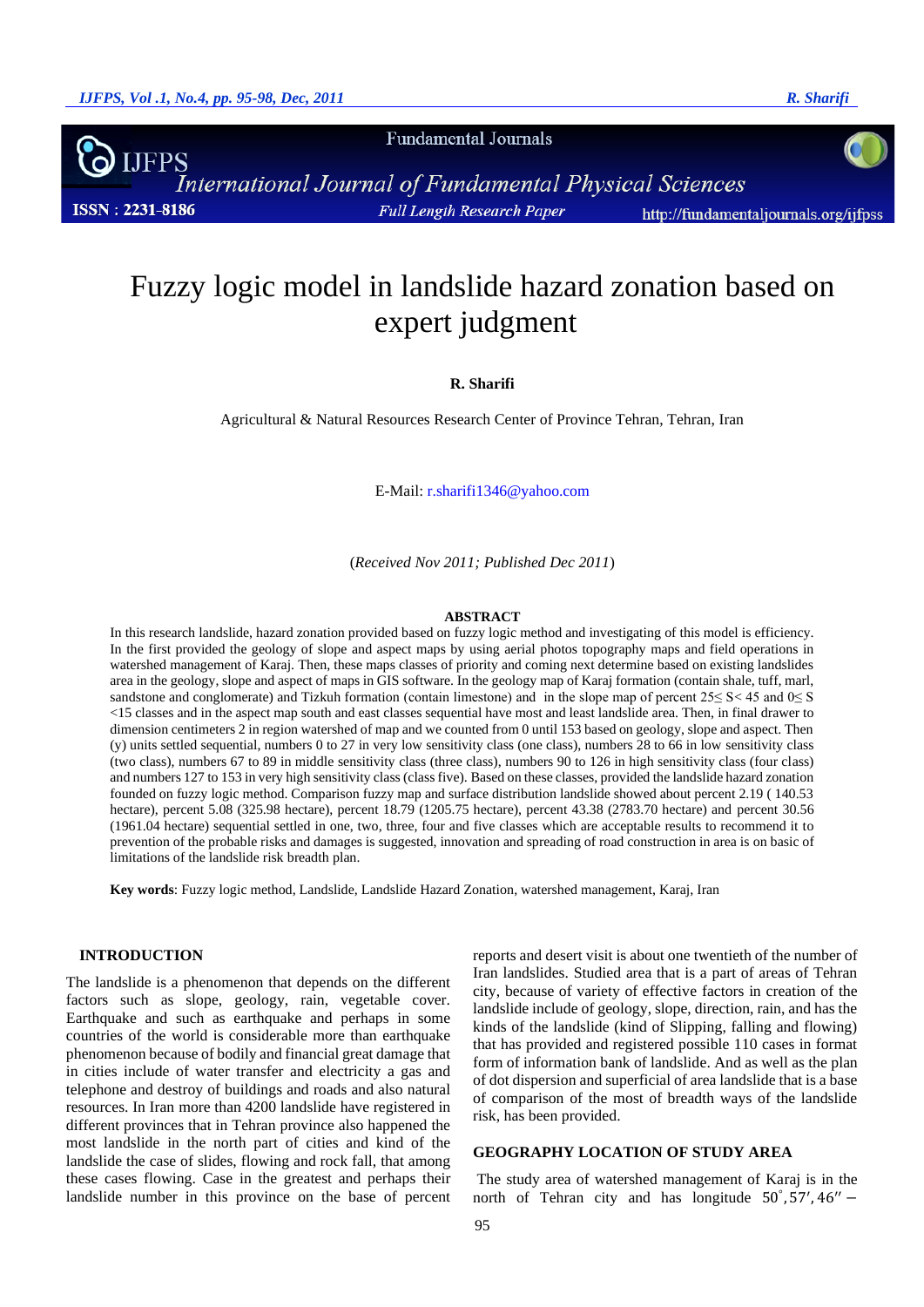# Fuzzy logic model in landslide hazard zonation based on expert judgment

**R. Sharifi**

Agricultural & Natural Resources Research Center of Province Tehran, Tehran, Iran

E-Mail: r.sharifi1346@yahoo.com

(*Received Nov 2011; Published Dec 2011*)

## ABSTRACT

In this research landslide, hazard zonation provided based on fuzzy logic method and investigating of this model is efficiency. In the first provided the geology of slope and aspect maps by using aerial photos topography maps and field operations in watershed management of Karaj. Then, these maps classes of priority and coming next determine based on existing landslides area in the geology, slope and aspect of maps in GIS software. In the geology map of Karaj formation (contain shale, tuff, marl, sandstone and conglomerate) and Tizkuh formation (contain limestone) and in the slope map of percent $25 \leq S < 45$ and $0 \leq S < 15$ classes and in the aspect map south and east classes sequential have most and least landslide area. Then, in final drawer to dimension centimeters 2 in region watershed of map and we counted from 0 until 153 based on geology, slope and aspect. Then (y) units settled sequential, numbers 0 to 27 in very low sensitivity class (one class), numbers 28 to 66 in low sensitivity class (two class), numbers 67 to 89 in middle sensitivity class (three class), numbers 90 to 126 in high sensitivity class (four class) and numbers 127 to 153 in very high sensitivity class (class five). Based on these classes, provided the landslide hazard zonation founded on fuzzy logic method. Comparison fuzzy map and surface distribution landslide showed about percent 2.19 ( 140.53 hectare), percent 5.08 (325.98 hectare), percent 18.79 (1205.75 hectare), percent 43.38 (2783.70 hectare) and percent 30.56 (1961.04 hectare) sequential settled in one, two, three, four and five classes which are acceptable results to recommend in it to prevention of the probable risks and damages is suggested, innovation and spreading of road construction in area is on basic of limitations of the landslide risk breadth plan.

**Key words**: Fuzzy logic method, Landslide, Landslide Hazard Zonation, watershed management, Karaj, Iran

## INTRODUCTION

The landslide is a phenomenon that depends on the different factors such as slope, geology, rain, vegetable cover. Earthquake and such as earthquake and perhaps in some countries of the world is considerable more than earthquake phenomenon because of bodily and financial great damage that in cities include of water transfer and electricity a gas and telephone and destroy of buildings and roads and also natural resources. In Iran more than 4200 landslide have registered in different provinces that in Tehran province also happened the most landslide in the north part of cities and kind of the landslide the case of slides, flowing and rock fall, that among these cases flowing. Case in the greatest and perhaps their landslide number in this province on the base of percent reports and desert visit is about one twentieth of the number of Iran landslides. Studied area that is a part of areas of Tehran city, because of variety of effective factors in creation of the landslide include of geology, slope, direction, rain, and has the kinds of the landslide (kind of Slipping, falling and flowing) that has provided and registered possible 110 cases in format form of information bank of landslide. And as well as the plan of dot dispersion and superficial of area landslide that is a base of comparison of the most of breadth ways of the landslide risk, has been provided.

## GEOGRAPHY LOCATION OF STUDY AREA

The study area of watershed management of Karaj is in the north of Tehran city and has longitude $50^{\circ}, 57', 46'' -$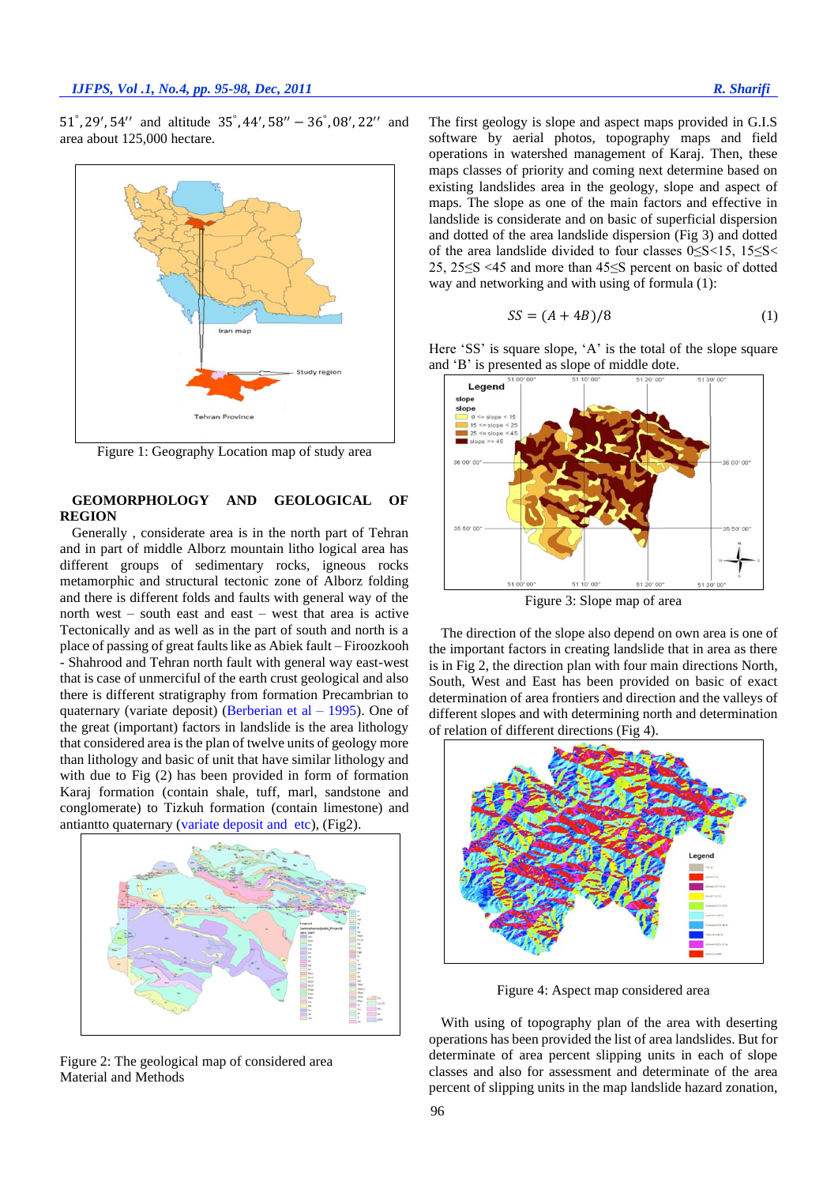$51^{\circ}, 29', 54''$ and altitude $35^{\circ}, 44', 58'' - 36^{\circ}, 08', 22''$ and area about 125,000 hectare.

Figure 1: Geography Location map of study area

## GEOMORPHOLOGY AND GEOLOGICAL OF REGION

Generally , considerate area is in the north part of Tehran and in part of middle Alborz mountain litho logical area has different groups of sedimentary rocks, igneous rocks metamorphic and structural tectonic zone of Alborz folding and there is different folds and faults with general way of the north west – south east and east – west that area is active Tectonically and as well as in the part of south and north is a place of passing of great faults like as Abiek fault – Firoozkooh - Shahrood and Tehran north fault with general way east-west that is case of unmerciful of the earth crust geological and also there is different stratigraphy from formation Precambrian to quaternary (variate deposit) (Berberian et al – 1995). One of the great (important) factors in landslide is the area lithology that considered area is the plan of twelve units of geology more than lithology and basic of unit that have similar lithology and with due to Fig (2) has been provided in form of formation Karaj formation (contain shale, tuff, marl, sandstone and conglomerate) to Tizkuh formation (contain limestone) and antiantto quaternary (variate deposit and etc), (Fig2).

Figure 2: The geological map of considered area

Material and Methods

The first geology is slope and aspect maps provided in G.I.S software by aerial photos, topography maps and field operations in watershed management of Karaj. Then, these maps classes of priority and coming next determine based on existing landslides area in the geology, slope and aspect of maps. The slope as one of the main factors and effective in landslide is considerate and on basic of superficial dispersion and dotted of the area landslide dispersion (Fig 3) and dotted of the area landslide divided to four classes 0≤S<15, 15≤S< 25, 25≤S <45 and more than 45≤S percent on basic of dotted way and networking and with using of formula (1):

$$SS = (A + 4B)/8 \quad (1)$$

Here 'SS' is square slope, 'A' is the total of the slope square and 'B' is presented as slope of middle dote.

Figure 3: Slope map of area

The direction of the slope also depend on own area is one of the important factors in creating landslide that in area as there is in Fig 2, the direction plan with four main directions North, South, West and East has been provided on basic of exact determination of area frontiers and direction and the valleys of different slopes and with determining north and determination of relation of different directions (Fig 4).

Figure 4: Aspect map considered area

With using of topography plan of the area with deserting operations has been provided the list of area landslides. But for determinate of area percent slipping units in each of slope classes and also for assessment and determinate of the area percent of slipping units in the map landslide hazard zonation,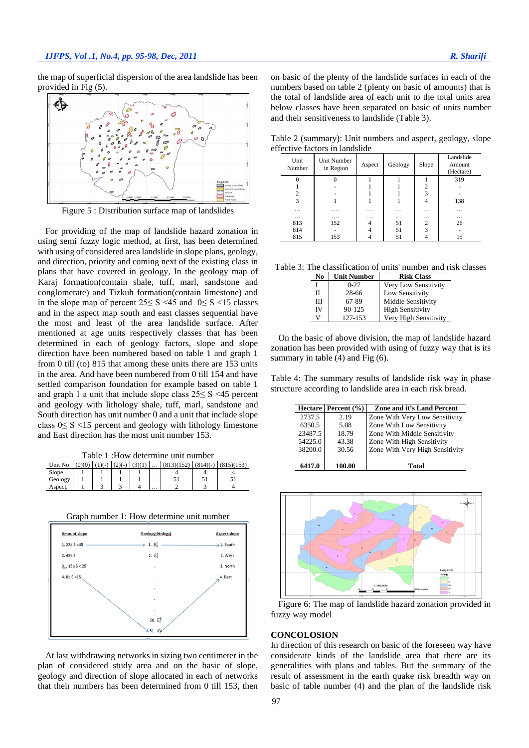the map of superficial dispersion of the area landslide has been provided in Fig (5).

Figure 5 : Distribution surface map of landslides

For providing of the map of landslide hazard zonation in using semi fuzzy logic method, at first, has been determined with using of considered area landslide in slope plans, geology, and direction, priority and coming next of the existing class in plans that have covered in geology, In the geology map of Karaj formation(contain shale, tuff, marl, sandstone and conglomerate) and Tizkuh formation(contain limestone) and in the slope map of percent 25≤ S <45 and 0≤ S <15 classes and in the aspect map south and east classes sequential have the most and least of the area landslide surface. After mentioned at age units respectively classes that has been determined in each of geology factors, slope and slope direction have been numbered based on table 1 and graph 1 from 0 till (to) 815 that among these units there are 153 units in the area. And have been numbered from 0 till 154 and have settled comparison foundation for example based on table 1 and graph 1 a unit that include slope class 25≤ S <45 percent and geology with lithology shale, tuff, marl, sandstone and South direction has unit number 0 and a unit that include slope class 0≤ S <15 percent and geology with lithology limestone and East direction has the most unit number 153.

Table 1 :How determine unit number

| Unit No | (0)(0) | (1)(-) | (2)(-) | (3)(1) | … | (813)(152) | (814)(-) | (815)(153) |
|---|---|---|---|---|---|---|---|---|
| Slope | 1 | 1 | 1 | 1 | … | 4 | 4 | 4 |
| Geology | 1 | 1 | 1 | 1 | … | 51 | 51 | 51 |
| Aspect, | 1 | 3 | 3 | 4 | … | 2 | 3 | 4 |

Graph number 1: How determine unit number

| Amount slope | Geology(litology) | Aspect slope |
|---|---|---|
| 1. 25≤ S <45 | 1. $E_3^t$ | 1. South |
| 2. 45≤ S | 2. $E_3^t$ | 2. West |
| 3. 15≤ S < 25 | . | 3. North |
| 4. 0≤ S <15 | . | 4. East |
| | . | |
| | 50. $E_3^k$ | |
| | 51. $K_1^t$ | |

At last withdrawing networks in sizing two centimeter in the plan of considered study area and on the basic of slope, geology and direction of slope allocated in each of networks that their numbers has been determined from 0 till 153, then on basic of the plenty of the landslide surfaces in each of the numbers based on table 2 (plenty on basic of amounts) that is the total of landslide area of each unit to the total units area below classes have been separated on basic of units number and their sensitiveness to landslide (Table 3).

Table 2 (summary): Unit numbers and aspect, geology, slope effective factors in landslide

| Unit Number | Unit Number in Region | Aspect | Geology | Slope | Landslide Amount (Hectare) |
|---|---|---|---|---|---|
| 0 | 0 | 1 | 1 | 1 | 319 |
| 1 | - | 1 | 1 | 2 | - |
| 2 | - | 1 | 1 | 3 | - |
| 3 | 1 | 1 | 1 | 4 | 138 |
| … | …. | …. | … | … | … |
| … | …. | …. | … | … | … |
| 813 | 152 | 4 | 51 | 2 | 26 |
| 814 | - | 4 | 51 | 3 | - |
| 815 | 153 | 4 | 51 | 4 | 15 |

Table 3: The classification of units' number and risk classes

| No | Unit Number | Risk Class |
|---|---|---|
| I | 0-27 | Very Low Sensitivity |
| II | 28-66 | Low Sensitivity |
| III | 67-89 | Middle Sensitivity |
| IV | 90-125 | High Sensitivity |
| V | 127-153 | Very High Sensitivity |

On the basic of above division, the map of landslide hazard zonation has been provided with using of fuzzy way that is its summary in table (4) and Fig (6).

Table 4: The summary results of landslide risk way in phase structure according to landslide area in each risk bread.

| Hectare | Percent (%) | Zone and it's Land Percent |
|---|---|---|
| 2737.5 | 2.19 | Zone With Very Low Sensitivity |
| 6350.5 | 5.08 | Zone With Low Sensitivity |
| 23487.5 | 18.79 | Zone With Middle Sensitivity |
| 54225.0 | 43.38 | Zone With High Sensitivity |
| 38200.0 | 30.56 | Zone With Very High Sensitivity |
| **6417.0** | **100.00** | **Total** |

Figure 6: The map of landslide hazard zonation provided in fuzzy way model

## CONCOLOSION

In direction of this research on basic of the foreseen way have considerate kinds of the landslide area that there are its generalities with plans and tables. But the summary of the result of assessment in the earth quake risk breadth way on basic of table number (4) and the plan of the landslide risk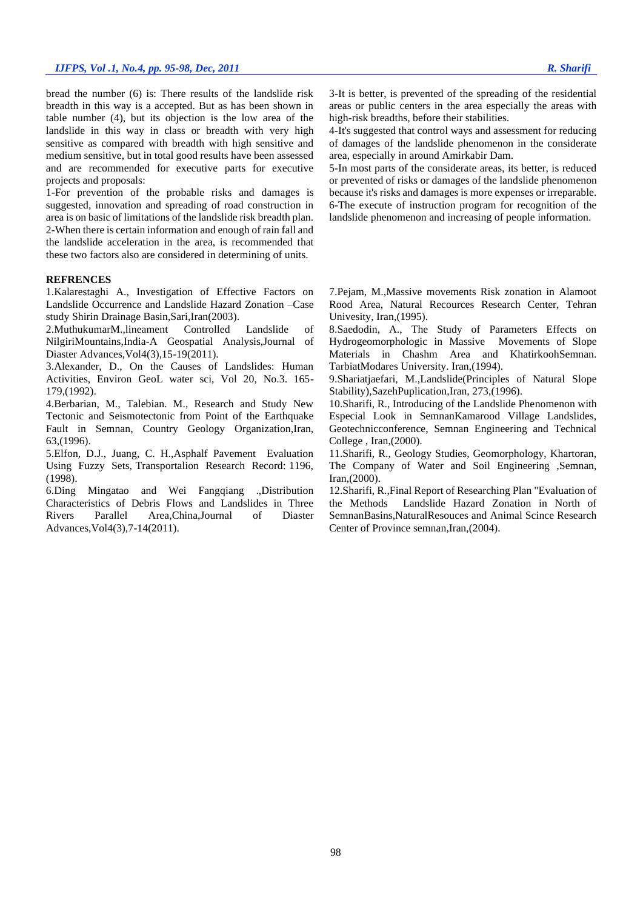bread the number (6) is: There results of the landslide risk breadth in this way is a accepted. But as has been shown in table number (4), but its objection is the low area of the landslide in this way in class or breadth with very high sensitive as compared with breadth with high sensitive and medium sensitive, but in total good results have been assessed and are recommended for executive parts for executive projects and proposals:

1-For prevention of the probable risks and damages is suggested, innovation and spreading of road construction in area is on basic of limitations of the landslide risk breadth plan.

2-When there is certain information and enough of rain fall and the landslide acceleration in the area, is recommended that these two factors also are considered in determining of units.

3-It is better, is prevented of the spreading of the residential areas or public centers in the area especially the areas with high-risk breadths, before their stabilities.

4-It's suggested that control ways and assessment for reducing of damages of the landslide phenomenon in the considerate area, especially in around Amirkabir Dam.

5-In most parts of the considerate areas, its better, is reduced or prevented of risks or damages of the landslide phenomenon because it's risks and damages is more expenses or irreparable.

6-The execute of instruction program for recognition of the landslide phenomenon and increasing of people information.

**REFRENCES**

1.Kalarestaghi A., Investigation of Effective Factors on Landslide Occurrence and Landslide Hazard Zonation –Case study Shirin Drainage Basin,Sari,Iran(2003).

2.MuthukumarM.,lineament Controlled Landslide of NilgiriMountains,India-A Geospatial Analysis,Journal of Diaster Advances,Vol4(3),15-19(2011).

3.Alexander, D., On the Causes of Landslides: Human Activities, Environ GeoL water sci, Vol 20, No.3. 165-179,(1992).

4.Berbarian, M., Talebian. M., Research and Study New Tectonic and Seismotectonic from Point of the Earthquake Fault in Semnan, Country Geology Organization,Iran, 63,(1996).

5.Elfon, D.J., Juang, C. H.,Asphalf Pavement Evaluation Using Fuzzy Sets, Transportalion Research Record: 1196, (1998).

6.Ding Mingatao and Wei Fangqiang .,Distribution Characteristics of Debris Flows and Landslides in Three Rivers Parallel Area,China,Journal of Diaster Advances,Vol4(3),7-14(2011).

7.Pejam, M.,Massive movements Risk zonation in Alamoot Rood Area, Natural Recources Research Center, Tehran Univesity, Iran,(1995).

8.Saedodin, A., The Study of Parameters Effects on Hydrogeomorphologic in Massive Movements of Slope Materials in Chashm Area and KhatirkoohSemnan. TarbiatModares University. Iran,(1994).

9.Shariatjaefari, M.,Landslide(Principles of Natural Slope Stability),SazehPuplication,Iran, 273,(1996).

10.Sharifi, R., Introducing of the Landslide Phenomenon with Especial Look in SemnanKamarood Village Landslides, Geotechnicconference, Semnan Engineering and Technical College , Iran,(2000).

11.Sharifi, R., Geology Studies, Geomorphology, Khartoran, The Company of Water and Soil Engineering ,Semnan, Iran,(2000).

12.Sharifi, R.,Final Report of Researching Plan "Evaluation of the Methods Landslide Hazard Zonation in North of SemnanBasins,NaturalResouces and Animal Scince Research Center of Province semnan,Iran,(2004).